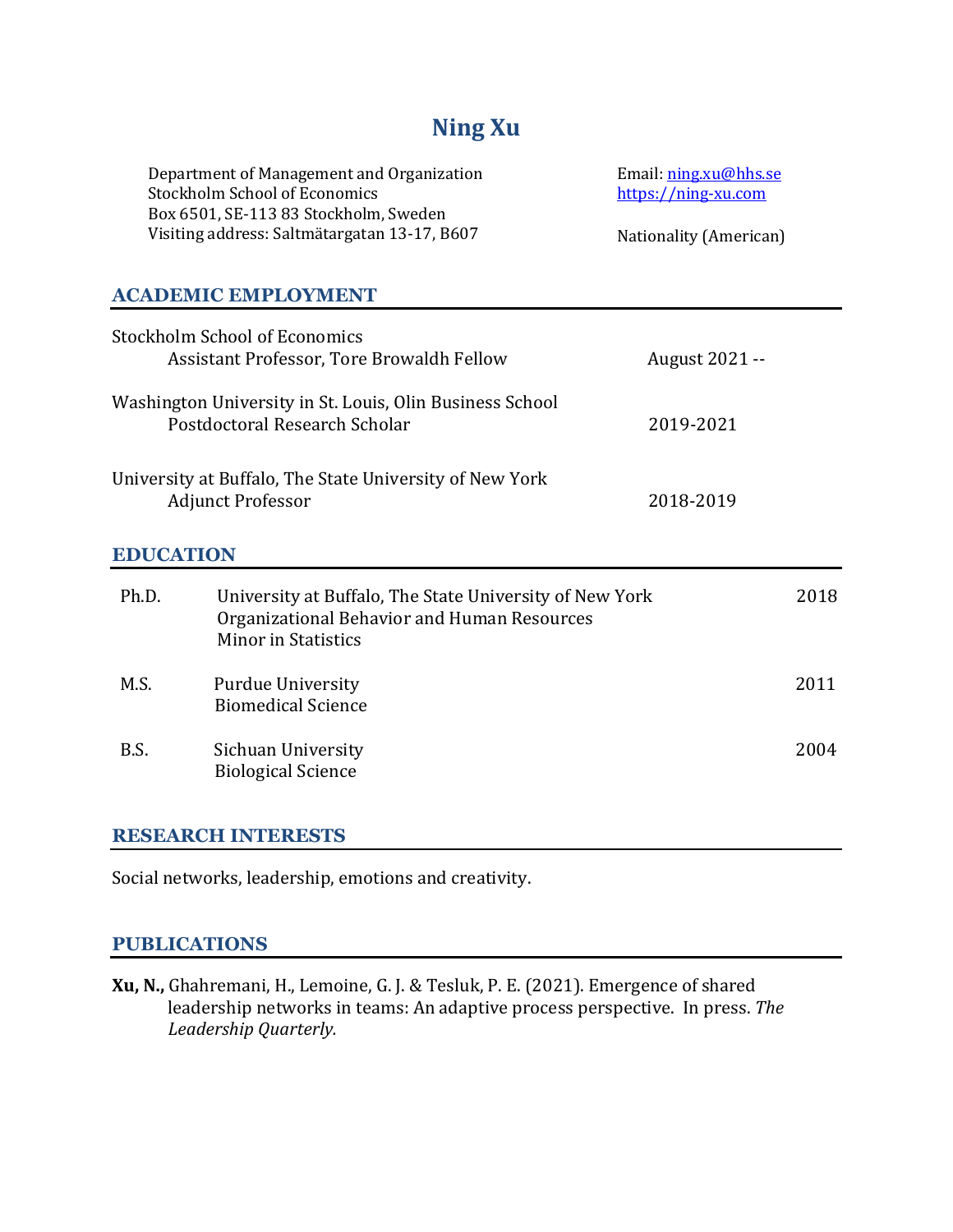# Ning Xu

Department of Management and Organization
Stockholm School of Economics
Box 6501, SE-113 83 Stockholm, Sweden
Visiting address: Saltmätargatan 13-17, B607

Email: ning.xu@hhs.se
https://ning-xu.com

Nationality (American)

## ACADEMIC EMPLOYMENT

Stockholm School of Economics
Assistant Professor, Tore Browaldh Fellow — August 2021 --

Washington University in St. Louis, Olin Business School
Postdoctoral Research Scholar — 2019-2021

University at Buffalo, The State University of New York
Adjunct Professor — 2018-2019

## EDUCATION

| | | |
|---|---|---|
| Ph.D. | University at Buffalo, The State University of New York<br>Organizational Behavior and Human Resources<br>Minor in Statistics | 2018 |
| M.S. | Purdue University<br>Biomedical Science | 2011 |
| B.S. | Sichuan University<br>Biological Science | 2004 |

## RESEARCH INTERESTS

Social networks, leadership, emotions and creativity.

## PUBLICATIONS

**Xu, N.,** Ghahremani, H., Lemoine, G. J. & Tesluk, P. E. (2021). Emergence of shared leadership networks in teams: An adaptive process perspective. In press. *The Leadership Quarterly.*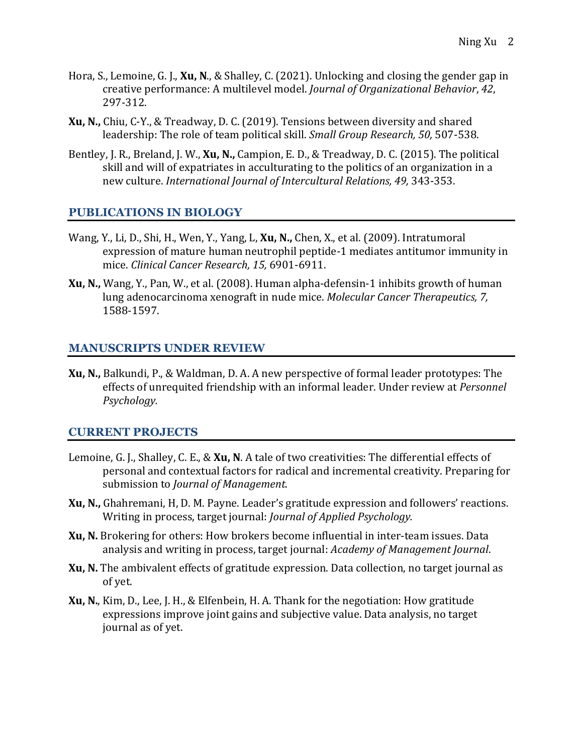Hora, S., Lemoine, G. J., **Xu, N**., & Shalley, C. (2021). Unlocking and closing the gender gap in creative performance: A multilevel model. *Journal of Organizational Behavior*, *42*, 297-312.

**Xu, N.,** Chiu, C-Y., & Treadway, D. C. (2019). Tensions between diversity and shared leadership: The role of team political skill. *Small Group Research, 50,* 507-538.

Bentley, J. R., Breland, J. W., **Xu, N.,** Campion, E. D., & Treadway, D. C. (2015). The political skill and will of expatriates in acculturating to the politics of an organization in a new culture. *International Journal of Intercultural Relations, 49,* 343-353.

## PUBLICATIONS IN BIOLOGY

Wang, Y., Li, D., Shi, H., Wen, Y., Yang, L, **Xu, N.,** Chen, X., et al. (2009). Intratumoral expression of mature human neutrophil peptide-1 mediates antitumor immunity in mice. *Clinical Cancer Research, 15,* 6901-6911.

**Xu, N.,** Wang, Y., Pan, W., et al. (2008). Human alpha-defensin-1 inhibits growth of human lung adenocarcinoma xenograft in nude mice. *Molecular Cancer Therapeutics, 7,* 1588-1597.

## MANUSCRIPTS UNDER REVIEW

**Xu, N.,** Balkundi, P., & Waldman, D. A. A new perspective of formal leader prototypes: The effects of unrequited friendship with an informal leader. Under review at *Personnel Psychology.*

## CURRENT PROJECTS

Lemoine, G. J., Shalley, C. E., & **Xu, N**. A tale of two creativities: The differential effects of personal and contextual factors for radical and incremental creativity. Preparing for submission to *Journal of Management*.

**Xu, N.,** Ghahremani, H, D. M. Payne. Leader's gratitude expression and followers' reactions. Writing in process, target journal: *Journal of Applied Psychology.*

**Xu, N.** Brokering for others: How brokers become influential in inter-team issues. Data analysis and writing in process, target journal: *Academy of Management Journal*.

**Xu, N.** The ambivalent effects of gratitude expression. Data collection, no target journal as of yet.

**Xu, N.**, Kim, D., Lee, J. H., & Elfenbein, H. A. Thank for the negotiation: How gratitude expressions improve joint gains and subjective value. Data analysis, no target journal as of yet.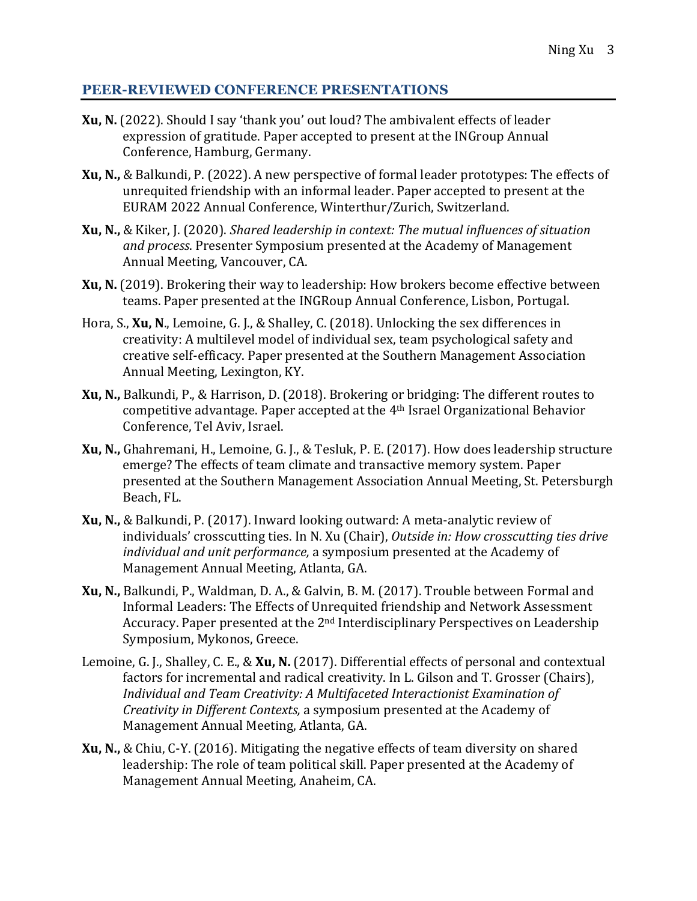## PEER-REVIEWED CONFERENCE PRESENTATIONS

**Xu, N.** (2022). Should I say 'thank you' out loud? The ambivalent effects of leader expression of gratitude. Paper accepted to present at the INGroup Annual Conference, Hamburg, Germany.

**Xu, N.,** & Balkundi, P. (2022). A new perspective of formal leader prototypes: The effects of unrequited friendship with an informal leader. Paper accepted to present at the EURAM 2022 Annual Conference, Winterthur/Zurich, Switzerland.

**Xu, N.,** & Kiker, J. (2020). *Shared leadership in context: The mutual influences of situation and process*. Presenter Symposium presented at the Academy of Management Annual Meeting, Vancouver, CA.

**Xu, N.** (2019). Brokering their way to leadership: How brokers become effective between teams. Paper presented at the INGRoup Annual Conference, Lisbon, Portugal.

Hora, S., **Xu, N**., Lemoine, G. J., & Shalley, C. (2018). Unlocking the sex differences in creativity: A multilevel model of individual sex, team psychological safety and creative self-efficacy. Paper presented at the Southern Management Association Annual Meeting, Lexington, KY.

**Xu, N.,** Balkundi, P., & Harrison, D. (2018). Brokering or bridging: The different routes to competitive advantage. Paper accepted at the 4th Israel Organizational Behavior Conference, Tel Aviv, Israel.

**Xu, N.,** Ghahremani, H., Lemoine, G. J., & Tesluk, P. E. (2017). How does leadership structure emerge? The effects of team climate and transactive memory system. Paper presented at the Southern Management Association Annual Meeting, St. Petersburgh Beach, FL.

**Xu, N.,** & Balkundi, P. (2017). Inward looking outward: A meta-analytic review of individuals' crosscutting ties. In N. Xu (Chair), *Outside in: How crosscutting ties drive individual and unit performance,* a symposium presented at the Academy of Management Annual Meeting, Atlanta, GA.

**Xu, N.,** Balkundi, P., Waldman, D. A., & Galvin, B. M. (2017). Trouble between Formal and Informal Leaders: The Effects of Unrequited friendship and Network Assessment Accuracy. Paper presented at the 2nd Interdisciplinary Perspectives on Leadership Symposium, Mykonos, Greece.

Lemoine, G. J., Shalley, C. E., & **Xu, N.** (2017). Differential effects of personal and contextual factors for incremental and radical creativity. In L. Gilson and T. Grosser (Chairs), *Individual and Team Creativity: A Multifaceted Interactionist Examination of Creativity in Different Contexts,* a symposium presented at the Academy of Management Annual Meeting, Atlanta, GA.

**Xu, N.,** & Chiu, C-Y. (2016). Mitigating the negative effects of team diversity on shared leadership: The role of team political skill. Paper presented at the Academy of Management Annual Meeting, Anaheim, CA.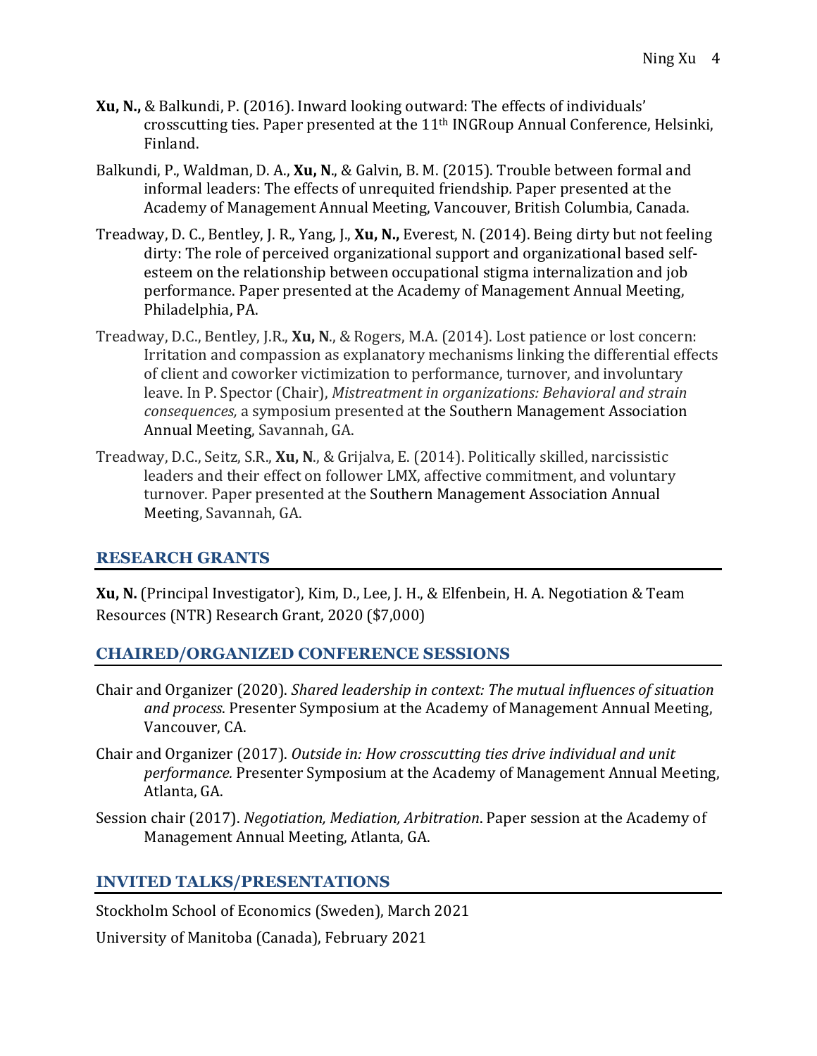**Xu, N.,** & Balkundi, P. (2016). Inward looking outward: The effects of individuals' crosscutting ties. Paper presented at the 11th INGRoup Annual Conference, Helsinki, Finland.

Balkundi, P., Waldman, D. A., **Xu, N**., & Galvin, B. M. (2015). Trouble between formal and informal leaders: The effects of unrequited friendship. Paper presented at the Academy of Management Annual Meeting, Vancouver, British Columbia, Canada.

Treadway, D. C., Bentley, J. R., Yang, J., **Xu, N.,** Everest, N. (2014). Being dirty but not feeling dirty: The role of perceived organizational support and organizational based self-esteem on the relationship between occupational stigma internalization and job performance. Paper presented at the Academy of Management Annual Meeting, Philadelphia, PA.

Treadway, D.C., Bentley, J.R., **Xu, N**., & Rogers, M.A. (2014). Lost patience or lost concern: Irritation and compassion as explanatory mechanisms linking the differential effects of client and coworker victimization to performance, turnover, and involuntary leave. In P. Spector (Chair), *Mistreatment in organizations: Behavioral and strain consequences,* a symposium presented at the Southern Management Association Annual Meeting, Savannah, GA.

Treadway, D.C., Seitz, S.R., **Xu, N**., & Grijalva, E. (2014). Politically skilled, narcissistic leaders and their effect on follower LMX, affective commitment, and voluntary turnover. Paper presented at the Southern Management Association Annual Meeting, Savannah, GA.

## RESEARCH GRANTS

**Xu, N.** (Principal Investigator), Kim, D., Lee, J. H., & Elfenbein, H. A. Negotiation & Team Resources (NTR) Research Grant, 2020 ($7,000)

## CHAIRED/ORGANIZED CONFERENCE SESSIONS

Chair and Organizer (2020). *Shared leadership in context: The mutual influences of situation and process*. Presenter Symposium at the Academy of Management Annual Meeting, Vancouver, CA.

Chair and Organizer (2017). *Outside in: How crosscutting ties drive individual and unit performance.* Presenter Symposium at the Academy of Management Annual Meeting, Atlanta, GA.

Session chair (2017). *Negotiation, Mediation, Arbitration*. Paper session at the Academy of Management Annual Meeting, Atlanta, GA.

## INVITED TALKS/PRESENTATIONS

Stockholm School of Economics (Sweden), March 2021

University of Manitoba (Canada), February 2021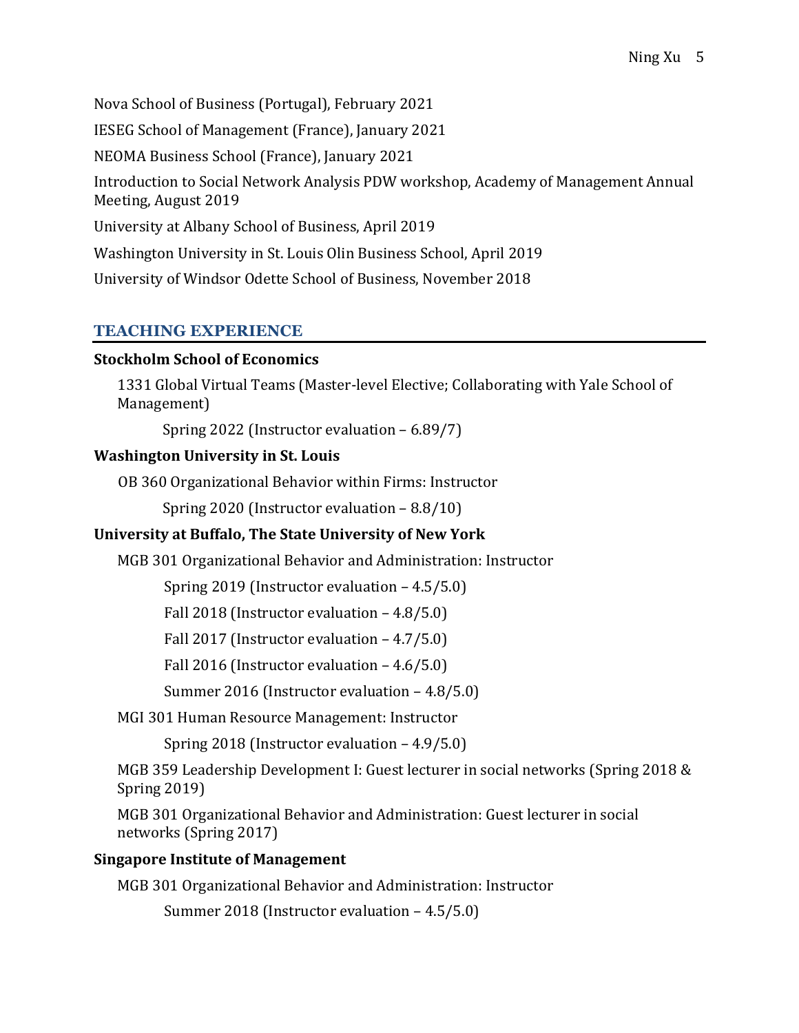Nova School of Business (Portugal), February 2021

IESEG School of Management (France), January 2021

NEOMA Business School (France), January 2021

Introduction to Social Network Analysis PDW workshop, Academy of Management Annual Meeting, August 2019

University at Albany School of Business, April 2019

Washington University in St. Louis Olin Business School, April 2019

University of Windsor Odette School of Business, November 2018

## TEACHING EXPERIENCE

**Stockholm School of Economics**

1331 Global Virtual Teams (Master-level Elective; Collaborating with Yale School of Management)

Spring 2022 (Instructor evaluation – 6.89/7)

**Washington University in St. Louis**

OB 360 Organizational Behavior within Firms: Instructor

Spring 2020 (Instructor evaluation – 8.8/10)

**University at Buffalo, The State University of New York**

MGB 301 Organizational Behavior and Administration: Instructor

Spring 2019 (Instructor evaluation – 4.5/5.0)

Fall 2018 (Instructor evaluation – 4.8/5.0)

Fall 2017 (Instructor evaluation – 4.7/5.0)

Fall 2016 (Instructor evaluation – 4.6/5.0)

Summer 2016 (Instructor evaluation – 4.8/5.0)

MGI 301 Human Resource Management: Instructor

Spring 2018 (Instructor evaluation – 4.9/5.0)

MGB 359 Leadership Development I: Guest lecturer in social networks (Spring 2018 & Spring 2019)

MGB 301 Organizational Behavior and Administration: Guest lecturer in social networks (Spring 2017)

**Singapore Institute of Management**

MGB 301 Organizational Behavior and Administration: Instructor

Summer 2018 (Instructor evaluation – 4.5/5.0)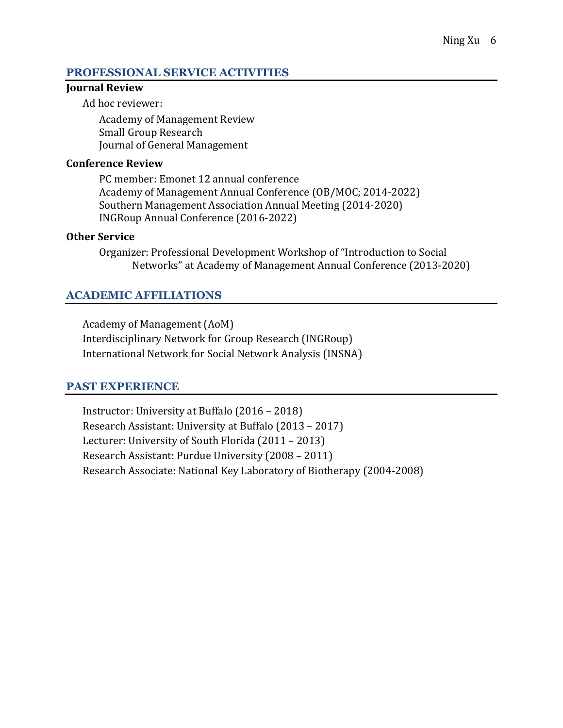## PROFESSIONAL SERVICE ACTIVITIES

### Journal Review

Ad hoc reviewer:

Academy of Management Review
Small Group Research
Journal of General Management

### Conference Review

PC member: Emonet 12 annual conference
Academy of Management Annual Conference (OB/MOC; 2014-2022)
Southern Management Association Annual Meeting (2014-2020)
INGRoup Annual Conference (2016-2022)

### Other Service

Organizer: Professional Development Workshop of "Introduction to Social Networks" at Academy of Management Annual Conference (2013-2020)

## ACADEMIC AFFILIATIONS

Academy of Management (AoM)
Interdisciplinary Network for Group Research (INGRoup)
International Network for Social Network Analysis (INSNA)

## PAST EXPERIENCE

Instructor: University at Buffalo (2016 – 2018)
Research Assistant: University at Buffalo (2013 – 2017)
Lecturer: University of South Florida (2011 – 2013)
Research Assistant: Purdue University (2008 – 2011)
Research Associate: National Key Laboratory of Biotherapy (2004-2008)